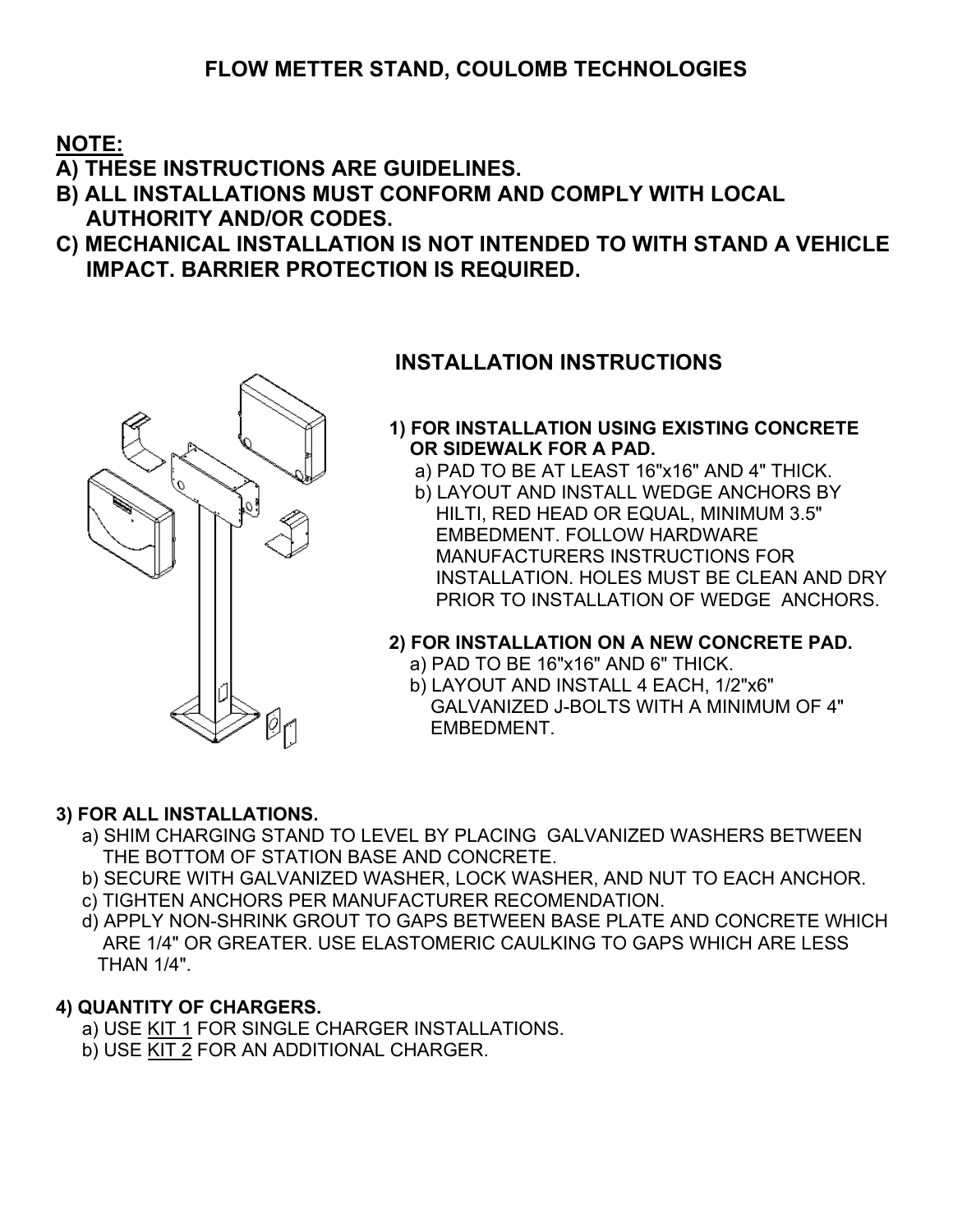# FLOW METTER STAND, COULOMB TECHNOLOGIES

**NOTE:**

**A) THESE INSTRUCTIONS ARE GUIDELINES.**

**B) ALL INSTALLATIONS MUST CONFORM AND COMPLY WITH LOCAL AUTHORITY AND/OR CODES.**

**C) MECHANICAL INSTALLATION IS NOT INTENDED TO WITH STAND A VEHICLE IMPACT. BARRIER PROTECTION IS REQUIRED.**

## INSTALLATION INSTRUCTIONS

**1) FOR INSTALLATION USING EXISTING CONCRETE OR SIDEWALK FOR A PAD.**

a) PAD TO BE AT LEAST 16"x16" AND 4" THICK.

b) LAYOUT AND INSTALL WEDGE ANCHORS BY HILTI, RED HEAD OR EQUAL, MINIMUM 3.5" EMBEDMENT. FOLLOW HARDWARE MANUFACTURERS INSTRUCTIONS FOR INSTALLATION. HOLES MUST BE CLEAN AND DRY PRIOR TO INSTALLATION OF WEDGE ANCHORS.

**2) FOR INSTALLATION ON A NEW CONCRETE PAD.**

a) PAD TO BE 16"x16" AND 6" THICK.

b) LAYOUT AND INSTALL 4 EACH, 1/2"x6" GALVANIZED J-BOLTS WITH A MINIMUM OF 4" EMBEDMENT.

**3) FOR ALL INSTALLATIONS.**

a) SHIM CHARGING STAND TO LEVEL BY PLACING GALVANIZED WASHERS BETWEEN THE BOTTOM OF STATION BASE AND CONCRETE.

b) SECURE WITH GALVANIZED WASHER, LOCK WASHER, AND NUT TO EACH ANCHOR.

c) TIGHTEN ANCHORS PER MANUFACTURER RECOMENDATION.

d) APPLY NON-SHRINK GROUT TO GAPS BETWEEN BASE PLATE AND CONCRETE WHICH ARE 1/4" OR GREATER. USE ELASTOMERIC CAULKING TO GAPS WHICH ARE LESS THAN 1/4".

**4) QUANTITY OF CHARGERS.**

a) USE KIT 1 FOR SINGLE CHARGER INSTALLATIONS.

b) USE KIT 2 FOR AN ADDITIONAL CHARGER.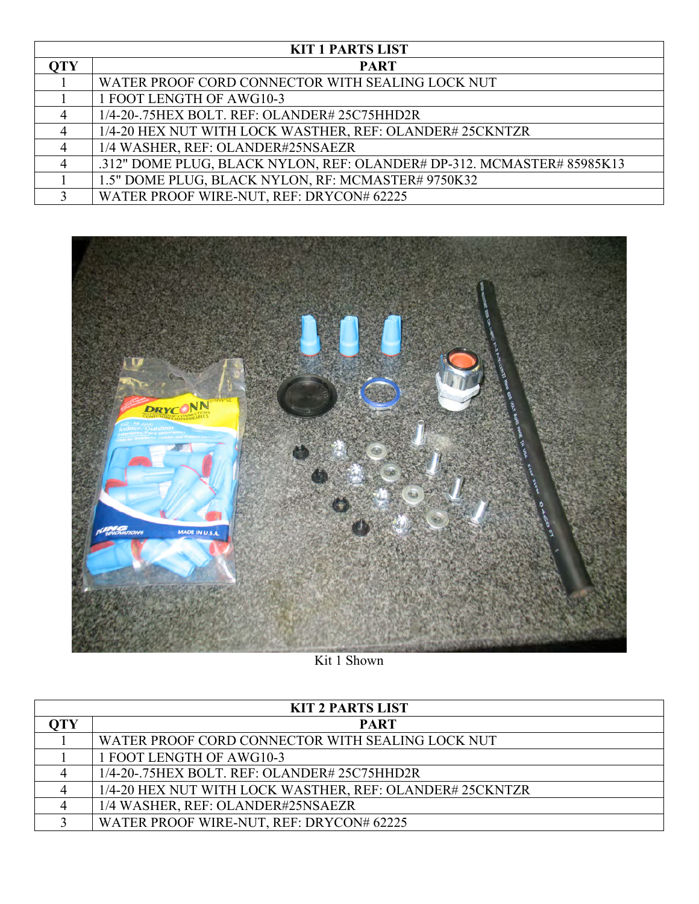| KIT 1 PARTS LIST | |
|---|---|
| **QTY** | **PART** |
| 1 | WATER PROOF CORD CONNECTOR WITH SEALING LOCK NUT |
| 1 | 1 FOOT LENGTH OF AWG10-3 |
| 4 | 1/4-20-.75HEX BOLT. REF: OLANDER# 25C75HHD2R |
| 4 | 1/4-20 HEX NUT WITH LOCK WASTHER, REF: OLANDER# 25CKNTZR |
| 4 | 1/4 WASHER, REF: OLANDER#25NSAEZR |
| 4 | .312" DOME PLUG, BLACK NYLON, REF: OLANDER# DP-312. MCMASTER# 85985K13 |
| 1 | 1.5" DOME PLUG, BLACK NYLON, RF: MCMASTER# 9750K32 |
| 3 | WATER PROOF WIRE-NUT, REF: DRYCON# 62225 |

Kit 1 Shown

| KIT 2 PARTS LIST | |
|---|---|
| **QTY** | **PART** |
| 1 | WATER PROOF CORD CONNECTOR WITH SEALING LOCK NUT |
| 1 | 1 FOOT LENGTH OF AWG10-3 |
| 4 | 1/4-20-.75HEX BOLT. REF: OLANDER# 25C75HHD2R |
| 4 | 1/4-20 HEX NUT WITH LOCK WASTHER, REF: OLANDER# 25CKNTZR |
| 4 | 1/4 WASHER, REF: OLANDER#25NSAEZR |
| 3 | WATER PROOF WIRE-NUT, REF: DRYCON# 62225 |